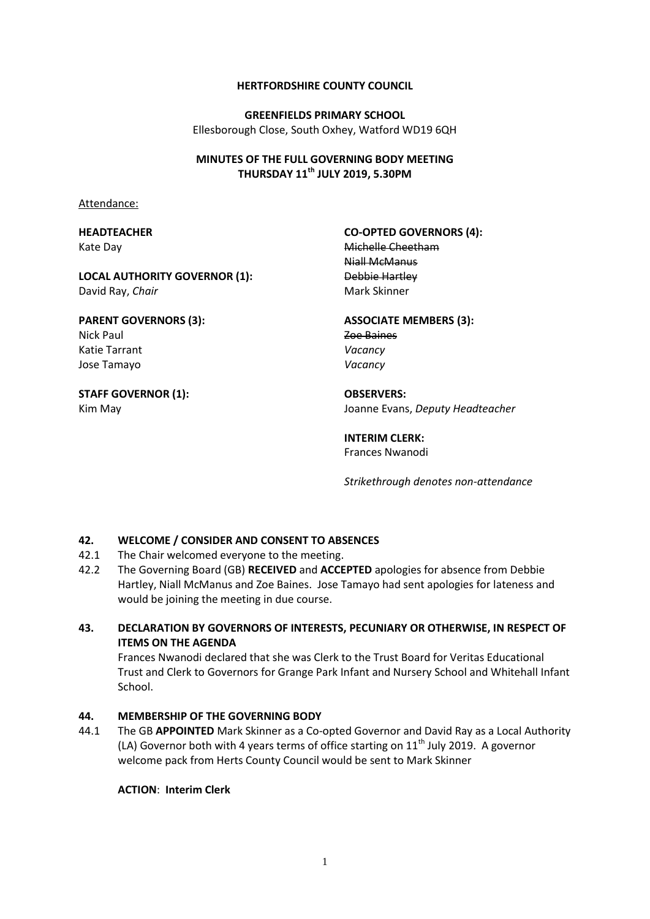**HERTFORDSHIRE COUNTY COUNCIL**

**GREENFIELDS PRIMARY SCHOOL**
Ellesborough Close, South Oxhey, Watford WD19 6QH

**MINUTES OF THE FULL GOVERNING BODY MEETING**
**THURSDAY 11th JULY 2019, 5.30PM**

Attendance:

**HEADTEACHER**
Kate Day

**LOCAL AUTHORITY GOVERNOR (1):**
David Ray, *Chair*

**PARENT GOVERNORS (3):**
Nick Paul
Katie Tarrant
Jose Tamayo

**STAFF GOVERNOR (1):**
Kim May

**CO-OPTED GOVERNORS (4):**
~~Michelle Cheetham~~
~~Niall McManus~~
~~Debbie Hartley~~
Mark Skinner

**ASSOCIATE MEMBERS (3):**
~~Zoe Baines~~
*Vacancy*
*Vacancy*

**OBSERVERS:**
Joanne Evans, *Deputy Headteacher*

**INTERIM CLERK:**
Frances Nwanodi

*Strikethrough denotes non-attendance*

**42. WELCOME / CONSIDER AND CONSENT TO ABSENCES**

42.1 The Chair welcomed everyone to the meeting.

42.2 The Governing Board (GB) **RECEIVED** and **ACCEPTED** apologies for absence from Debbie Hartley, Niall McManus and Zoe Baines. Jose Tamayo had sent apologies for lateness and would be joining the meeting in due course.

**43. DECLARATION BY GOVERNORS OF INTERESTS, PECUNIARY OR OTHERWISE, IN RESPECT OF ITEMS ON THE AGENDA**

Frances Nwanodi declared that she was Clerk to the Trust Board for Veritas Educational Trust and Clerk to Governors for Grange Park Infant and Nursery School and Whitehall Infant School.

**44. MEMBERSHIP OF THE GOVERNING BODY**

44.1 The GB **APPOINTED** Mark Skinner as a Co-opted Governor and David Ray as a Local Authority (LA) Governor both with 4 years terms of office starting on 11th July 2019. A governor welcome pack from Herts County Council would be sent to Mark Skinner

**ACTION**: **Interim Clerk**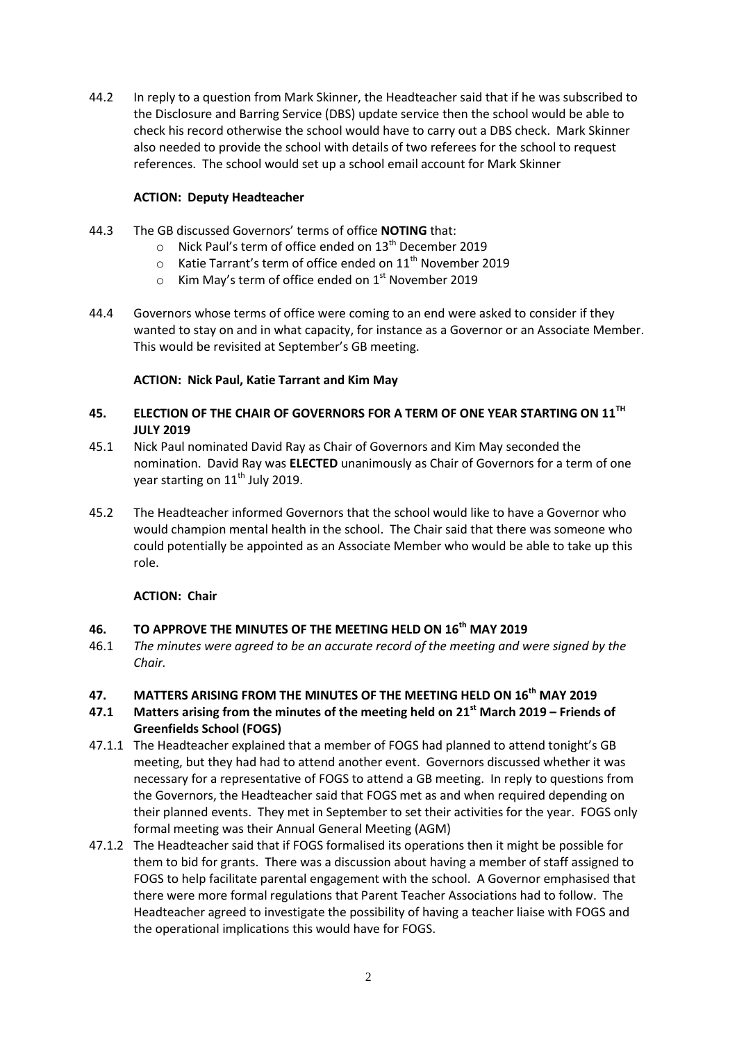44.2 In reply to a question from Mark Skinner, the Headteacher said that if he was subscribed to the Disclosure and Barring Service (DBS) update service then the school would be able to check his record otherwise the school would have to carry out a DBS check. Mark Skinner also needed to provide the school with details of two referees for the school to request references. The school would set up a school email account for Mark Skinner

**ACTION: Deputy Headteacher**

44.3 The GB discussed Governors' terms of office **NOTING** that:

- Nick Paul's term of office ended on 13th December 2019
- Katie Tarrant's term of office ended on 11th November 2019
- Kim May's term of office ended on 1st November 2019

44.4 Governors whose terms of offices were coming to an end were asked to consider if they wanted to stay on and in what capacity, for instance as a Governor or an Associate Member. This would be revisited at September's GB meeting.

**ACTION: Nick Paul, Katie Tarrant and Kim May**

## 45. ELECTION OF THE CHAIR OF GOVERNORS FOR A TERM OF ONE YEAR STARTING ON 11TH JULY 2019

45.1 Nick Paul nominated David Ray as Chair of Governors and Kim May seconded the nomination. David Ray was **ELECTED** unanimously as Chair of Governors for a term of one year starting on 11th July 2019.

45.2 The Headteacher informed Governors that the school would like to have a Governor who would champion mental health in the school. The Chair said that there was someone who could potentially be appointed as an Associate Member who would be able to take up this role.

**ACTION: Chair**

## 46. TO APPROVE THE MINUTES OF THE MEETING HELD ON 16th MAY 2019

46.1 *The minutes were agreed to be an accurate record of the meeting and were signed by the Chair.*

## 47. MATTERS ARISING FROM THE MINUTES OF THE MEETING HELD ON 16th MAY 2019

### 47.1 Matters arising from the minutes of the meeting held on 21st March 2019 – Friends of Greenfields School (FOGS)

47.1.1 The Headteacher explained that a member of FOGS had planned to attend tonight's GB meeting, but they had had to attend another event. Governors discussed whether it was necessary for a representative of FOGS to attend a GB meeting. In reply to questions from the Governors, the Headteacher said that FOGS met as and when required depending on their planned events. They met in September to set their activities for the year. FOGS only formal meeting was their Annual General Meeting (AGM)

47.1.2 The Headteacher said that if FOGS formalised its operations then it might be possible for them to bid for grants. There was a discussion about having a member of staff assigned to FOGS to help facilitate parental engagement with the school. A Governor emphasised that there were more formal regulations that Parent Teacher Associations had to follow. The Headteacher agreed to investigate the possibility of having a teacher liaise with FOGS and the operational implications this would have for FOGS.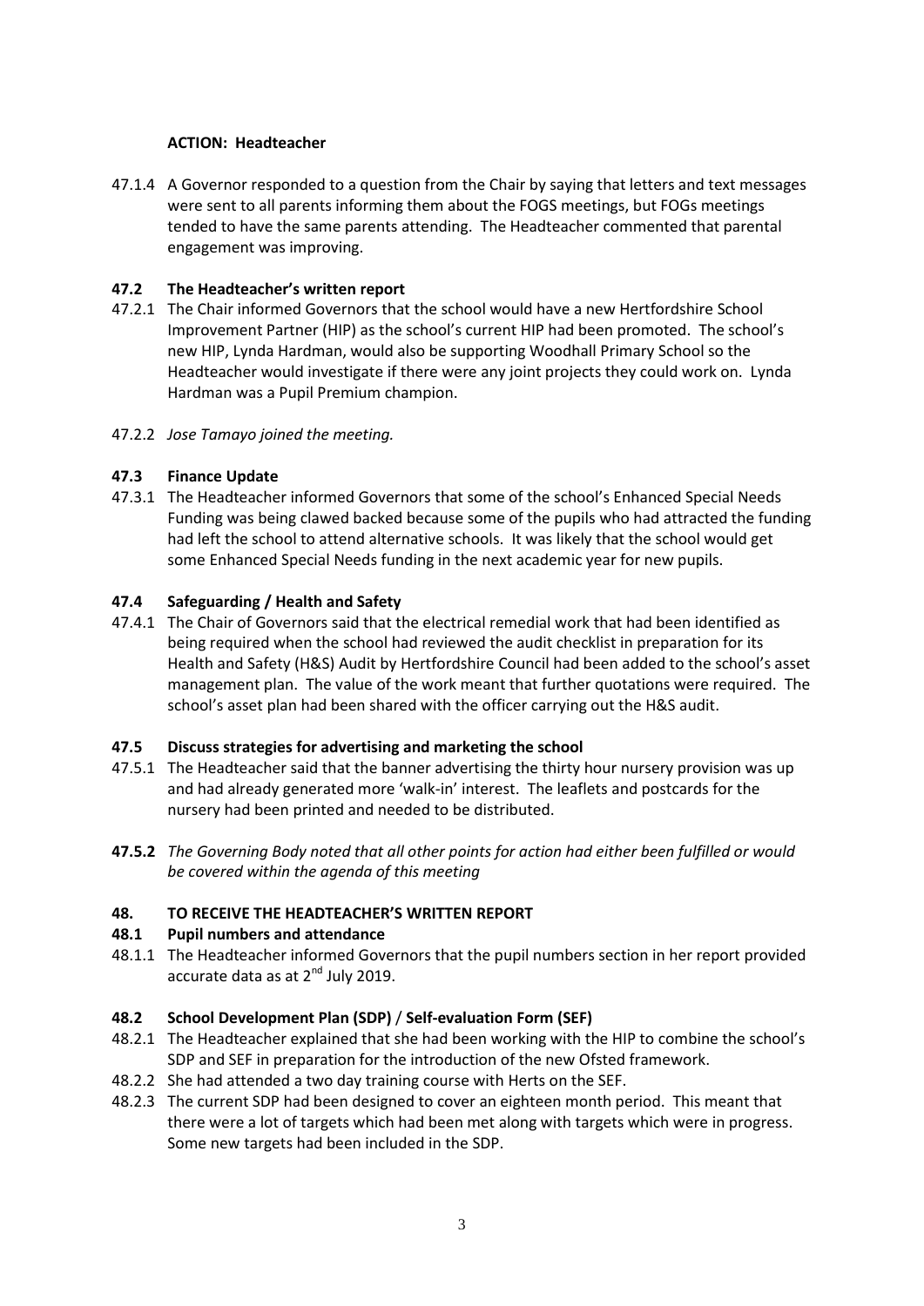**ACTION: Headteacher**

47.1.4 A Governor responded to a question from the Chair by saying that letters and text messages were sent to all parents informing them about the FOGS meetings, but FOGs meetings tended to have the same parents attending. The Headteacher commented that parental engagement was improving.

**47.2 The Headteacher's written report**

47.2.1 The Chair informed Governors that the school would have a new Hertfordshire School Improvement Partner (HIP) as the school's current HIP had been promoted. The school's new HIP, Lynda Hardman, would also be supporting Woodhall Primary School so the Headteacher would investigate if there were any joint projects they could work on. Lynda Hardman was a Pupil Premium champion.

47.2.2 *Jose Tamayo joined the meeting.*

**47.3 Finance Update**

47.3.1 The Headteacher informed Governors that some of the school's Enhanced Special Needs Funding was being clawed backed because some of the pupils who had attracted the funding had left the school to attend alternative schools. It was likely that the school would get some Enhanced Special Needs funding in the next academic year for new pupils.

**47.4 Safeguarding / Health and Safety**

47.4.1 The Chair of Governors said that the electrical remedial work that had been identified as being required when the school had reviewed the audit checklist in preparation for its Health and Safety (H&S) Audit by Hertfordshire Council had been added to the school's asset management plan. The value of the work meant that further quotations were required. The school's asset plan had been shared with the officer carrying out the H&S audit.

**47.5 Discuss strategies for advertising and marketing the school**

47.5.1 The Headteacher said that the banner advertising the thirty hour nursery provision was up and had already generated more 'walk-in' interest. The leaflets and postcards for the nursery had been printed and needed to be distributed.

**47.5.2** *The Governing Body noted that all other points for action had either been fulfilled or would be covered within the agenda of this meeting*

**48. TO RECEIVE THE HEADTEACHER'S WRITTEN REPORT**

**48.1 Pupil numbers and attendance**

48.1.1 The Headteacher informed Governors that the pupil numbers section in her report provided accurate data as at 2nd July 2019.

**48.2 School Development Plan (SDP) / Self-evaluation Form (SEF)**

48.2.1 The Headteacher explained that she had been working with the HIP to combine the school's SDP and SEF in preparation for the introduction of the new Ofsted framework.

48.2.2 She had attended a two day training course with Herts on the SEF.

48.2.3 The current SDP had been designed to cover an eighteen month period. This meant that there were a lot of targets which had been met along with targets which were in progress. Some new targets had been included in the SDP.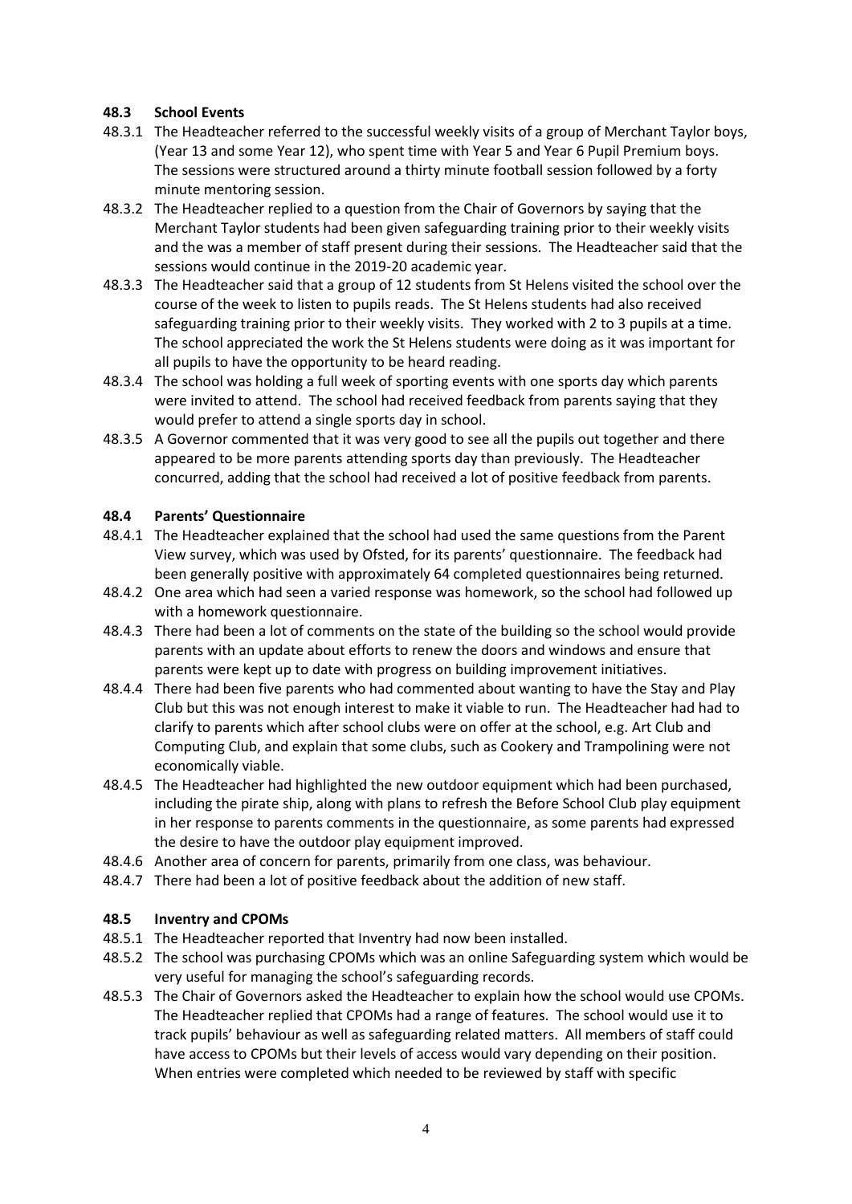### 48.3 School Events

48.3.1 The Headteacher referred to the successful weekly visits of a group of Merchant Taylor boys, (Year 13 and some Year 12), who spent time with Year 5 and Year 6 Pupil Premium boys. The sessions were structured around a thirty minute football session followed by a forty minute mentoring session.

48.3.2 The Headteacher replied to a question from the Chair of Governors by saying that the Merchant Taylor students had been given safeguarding training prior to their weekly visits and the was a member of staff present during their sessions. The Headteacher said that the sessions would continue in the 2019-20 academic year.

48.3.3 The Headteacher said that a group of 12 students from St Helens visited the school over the course of the week to listen to pupils reads. The St Helens students had also received safeguarding training prior to their weekly visits. They worked with 2 to 3 pupils at a time. The school appreciated the work the St Helens students were doing as it was important for all pupils to have the opportunity to be heard reading.

48.3.4 The school was holding a full week of sporting events with one sports day which parents were invited to attend. The school had received feedback from parents saying that they would prefer to attend a single sports day in school.

48.3.5 A Governor commented that it was very good to see all the pupils out together and there appeared to be more parents attending sports day than previously. The Headteacher concurred, adding that the school had received a lot of positive feedback from parents.

### 48.4 Parents' Questionnaire

48.4.1 The Headteacher explained that the school had used the same questions from the Parent View survey, which was used by Ofsted, for its parents' questionnaire. The feedback had been generally positive with approximately 64 completed questionnaires being returned.

48.4.2 One area which had seen a varied response was homework, so the school had followed up with a homework questionnaire.

48.4.3 There had been a lot of comments on the state of the building so the school would provide parents with an update about efforts to renew the doors and windows and ensure that parents were kept up to date with progress on building improvement initiatives.

48.4.4 There had been five parents who had commented about wanting to have the Stay and Play Club but this was not enough interest to make it viable to run. The Headteacher had had to clarify to parents which after school clubs were on offer at the school, e.g. Art Club and Computing Club, and explain that some clubs, such as Cookery and Trampolining were not economically viable.

48.4.5 The Headteacher had highlighted the new outdoor equipment which had been purchased, including the pirate ship, along with plans to refresh the Before School Club play equipment in her response to parents comments in the questionnaire, as some parents had expressed the desire to have the outdoor play equipment improved.

48.4.6 Another area of concern for parents, primarily from one class, was behaviour.

48.4.7 There had been a lot of positive feedback about the addition of new staff.

### 48.5 Inventry and CPOMs

48.5.1 The Headteacher reported that Inventry had now been installed.

48.5.2 The school was purchasing CPOMs which was an online Safeguarding system which would be very useful for managing the school's safeguarding records.

48.5.3 The Chair of Governors asked the Headteacher to explain how the school would use CPOMs. The Headteacher replied that CPOMs had a range of features. The school would use it to track pupils' behaviour as well as safeguarding related matters. All members of staff could have access to CPOMs but their levels of access would vary depending on their position. When entries were completed which needed to be reviewed by staff with specific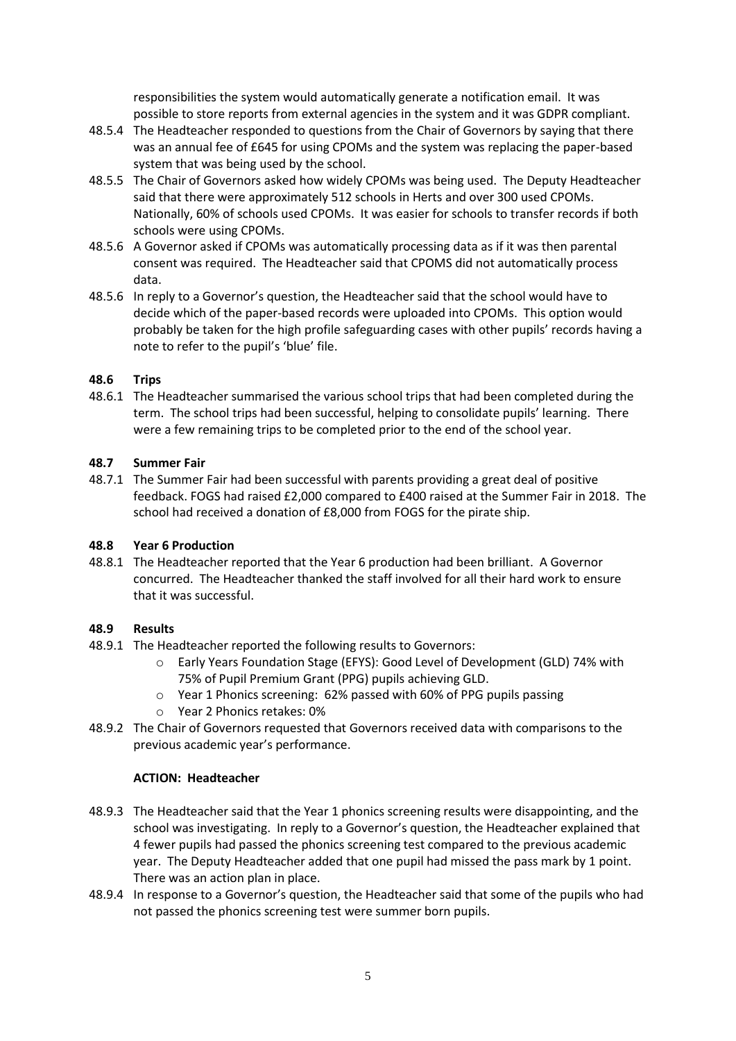responsibilities the system would automatically generate a notification email. It was possible to store reports from external agencies in the system and it was GDPR compliant.

48.5.4 The Headteacher responded to questions from the Chair of Governors by saying that there was an annual fee of £645 for using CPOMs and the system was replacing the paper-based system that was being used by the school.

48.5.5 The Chair of Governors asked how widely CPOMs was being used. The Deputy Headteacher said that there were approximately 512 schools in Herts and over 300 used CPOMs. Nationally, 60% of schools used CPOMs. It was easier for schools to transfer records if both schools were using CPOMs.

48.5.6 A Governor asked if CPOMs was automatically processing data as if it was then parental consent was required. The Headteacher said that CPOMS did not automatically process data.

48.5.6 In reply to a Governor's question, the Headteacher said that the school would have to decide which of the paper-based records were uploaded into CPOMs. This option would probably be taken for the high profile safeguarding cases with other pupils' records having a note to refer to the pupil's 'blue' file.

**48.6 Trips**

48.6.1 The Headteacher summarised the various school trips that had been completed during the term. The school trips had been successful, helping to consolidate pupils' learning. There were a few remaining trips to be completed prior to the end of the school year.

**48.7 Summer Fair**

48.7.1 The Summer Fair had been successful with parents providing a great deal of positive feedback. FOGS had raised £2,000 compared to £400 raised at the Summer Fair in 2018. The school had received a donation of £8,000 from FOGS for the pirate ship.

**48.8 Year 6 Production**

48.8.1 The Headteacher reported that the Year 6 production had been brilliant. A Governor concurred. The Headteacher thanked the staff involved for all their hard work to ensure that it was successful.

**48.9 Results**

48.9.1 The Headteacher reported the following results to Governors:

- Early Years Foundation Stage (EFYS): Good Level of Development (GLD) 74% with 75% of Pupil Premium Grant (PPG) pupils achieving GLD.
- Year 1 Phonics screening: 62% passed with 60% of PPG pupils passing
- Year 2 Phonics retakes: 0%

48.9.2 The Chair of Governors requested that Governors received data with comparisons to the previous academic year's performance.

**ACTION: Headteacher**

48.9.3 The Headteacher said that the Year 1 phonics screening results were disappointing, and the school was investigating. In reply to a Governor's question, the Headteacher explained that 4 fewer pupils had passed the phonics screening test compared to the previous academic year. The Deputy Headteacher added that one pupil had missed the pass mark by 1 point. There was an action plan in place.

48.9.4 In response to a Governor's question, the Headteacher said that some of the pupils who had not passed the phonics screening test were summer born pupils.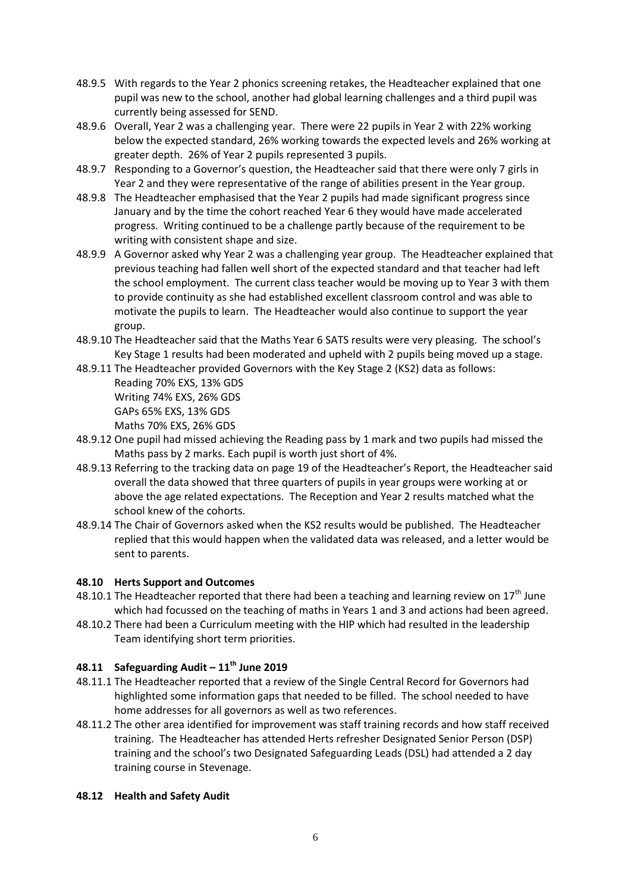48.9.5 With regards to the Year 2 phonics screening retakes, the Headteacher explained that one pupil was new to the school, another had global learning challenges and a third pupil was currently being assessed for SEND.

48.9.6 Overall, Year 2 was a challenging year. There were 22 pupils in Year 2 with 22% working below the expected standard, 26% working towards the expected levels and 26% working at greater depth. 26% of Year 2 pupils represented 3 pupils.

48.9.7 Responding to a Governor's question, the Headteacher said that there were only 7 girls in Year 2 and they were representative of the range of abilities present in the Year group.

48.9.8 The Headteacher emphasised that the Year 2 pupils had made significant progress since January and by the time the cohort reached Year 6 they would have made accelerated progress. Writing continued to be a challenge partly because of the requirement to be writing with consistent shape and size.

48.9.9 A Governor asked why Year 2 was a challenging year group. The Headteacher explained that previous teaching had fallen well short of the expected standard and that teacher had left the school employment. The current class teacher would be moving up to Year 3 with them to provide continuity as she had established excellent classroom control and was able to motivate the pupils to learn. The Headteacher would also continue to support the year group.

48.9.10 The Headteacher said that the Maths Year 6 SATS results were very pleasing. The school's Key Stage 1 results had been moderated and upheld with 2 pupils being moved up a stage.

48.9.11 The Headteacher provided Governors with the Key Stage 2 (KS2) data as follows:
Reading 70% EXS, 13% GDS
Writing 74% EXS, 26% GDS
GAPs 65% EXS, 13% GDS
Maths 70% EXS, 26% GDS

48.9.12 One pupil had missed achieving the Reading pass by 1 mark and two pupils had missed the Maths pass by 2 marks. Each pupil is worth just short of 4%.

48.9.13 Referring to the tracking data on page 19 of the Headteacher's Report, the Headteacher said overall the data showed that three quarters of pupils in year groups were working at or above the age related expectations. The Reception and Year 2 results matched what the school knew of the cohorts.

48.9.14 The Chair of Governors asked when the KS2 results would be published. The Headteacher replied that this would happen when the validated data was released, and a letter would be sent to parents.

**48.10 Herts Support and Outcomes**

48.10.1 The Headteacher reported that there had been a teaching and learning review on 17th June which had focussed on the teaching of maths in Years 1 and 3 and actions had been agreed.

48.10.2 There had been a Curriculum meeting with the HIP which had resulted in the leadership Team identifying short term priorities.

**48.11 Safeguarding Audit – 11th June 2019**

48.11.1 The Headteacher reported that a review of the Single Central Record for Governors had highlighted some information gaps that needed to be filled. The school needed to have home addresses for all governors as well as two references.

48.11.2 The other area identified for improvement was staff training records and how staff received training. The Headteacher has attended Herts refresher Designated Senior Person (DSP) training and the school's two Designated Safeguarding Leads (DSL) had attended a 2 day training course in Stevenage.

**48.12 Health and Safety Audit**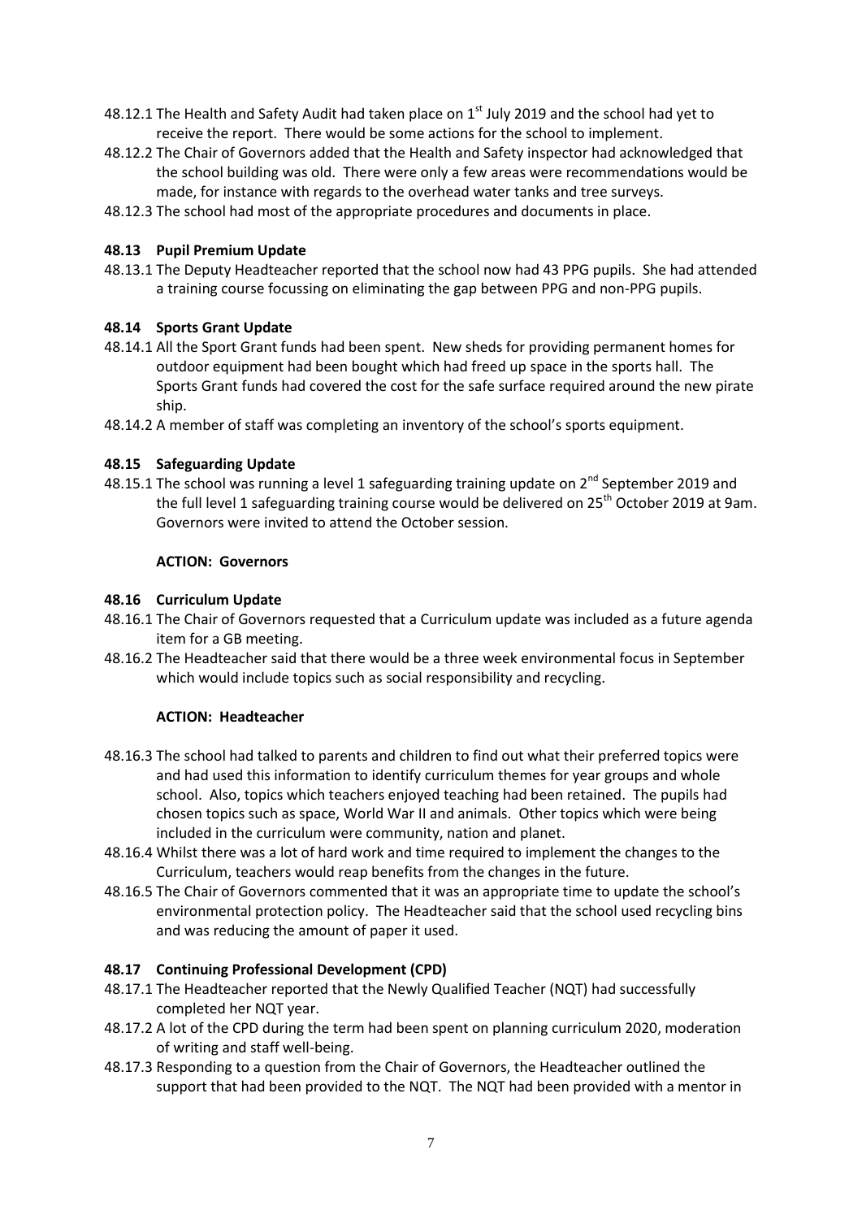48.12.1 The Health and Safety Audit had taken place on 1st July 2019 and the school had yet to receive the report. There would be some actions for the school to implement.

48.12.2 The Chair of Governors added that the Health and Safety inspector had acknowledged that the school building was old. There were only a few areas were recommendations would be made, for instance with regards to the overhead water tanks and tree surveys.

48.12.3 The school had most of the appropriate procedures and documents in place.

**48.13 Pupil Premium Update**

48.13.1 The Deputy Headteacher reported that the school now had 43 PPG pupils. She had attended a training course focussing on eliminating the gap between PPG and non-PPG pupils.

**48.14 Sports Grant Update**

48.14.1 All the Sport Grant funds had been spent. New sheds for providing permanent homes for outdoor equipment had been bought which had freed up space in the sports hall. The Sports Grant funds had covered the cost for the safe surface required around the new pirate ship.

48.14.2 A member of staff was completing an inventory of the school's sports equipment.

**48.15 Safeguarding Update**

48.15.1 The school was running a level 1 safeguarding training update on 2nd September 2019 and the full level 1 safeguarding training course would be delivered on 25th October 2019 at 9am. Governors were invited to attend the October session.

**ACTION: Governors**

**48.16 Curriculum Update**

48.16.1 The Chair of Governors requested that a Curriculum update was included as a future agenda item for a GB meeting.

48.16.2 The Headteacher said that there would be a three week environmental focus in September which would include topics such as social responsibility and recycling.

**ACTION: Headteacher**

48.16.3 The school had talked to parents and children to find out what their preferred topics were and had used this information to identify curriculum themes for year groups and whole school. Also, topics which teachers enjoyed teaching had been retained. The pupils had chosen topics such as space, World War II and animals. Other topics which were being included in the curriculum were community, nation and planet.

48.16.4 Whilst there was a lot of hard work and time required to implement the changes to the Curriculum, teachers would reap benefits from the changes in the future.

48.16.5 The Chair of Governors commented that it was an appropriate time to update the school's environmental protection policy. The Headteacher said that the school used recycling bins and was reducing the amount of paper it used.

**48.17 Continuing Professional Development (CPD)**

48.17.1 The Headteacher reported that the Newly Qualified Teacher (NQT) had successfully completed her NQT year.

48.17.2 A lot of the CPD during the term had been spent on planning curriculum 2020, moderation of writing and staff well-being.

48.17.3 Responding to a question from the Chair of Governors, the Headteacher outlined the support that had been provided to the NQT. The NQT had been provided with a mentor in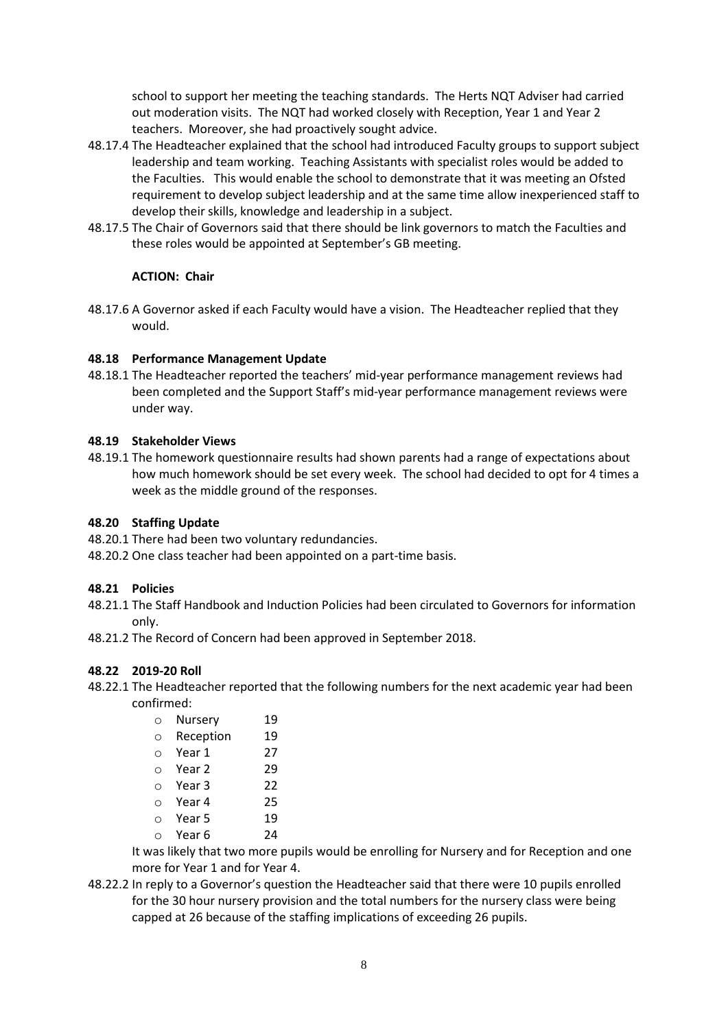school to support her meeting the teaching standards. The Herts NQT Adviser had carried out moderation visits. The NQT had worked closely with Reception, Year 1 and Year 2 teachers. Moreover, she had proactively sought advice.

48.17.4 The Headteacher explained that the school had introduced Faculty groups to support subject leadership and team working. Teaching Assistants with specialist roles would be added to the Faculties. This would enable the school to demonstrate that it was meeting an Ofsted requirement to develop subject leadership and at the same time allow inexperienced staff to develop their skills, knowledge and leadership in a subject.

48.17.5 The Chair of Governors said that there should be link governors to match the Faculties and these roles would be appointed at September's GB meeting.

**ACTION: Chair**

48.17.6 A Governor asked if each Faculty would have a vision. The Headteacher replied that they would.

**48.18 Performance Management Update**

48.18.1 The Headteacher reported the teachers' mid-year performance management reviews had been completed and the Support Staff's mid-year performance management reviews were under way.

**48.19 Stakeholder Views**

48.19.1 The homework questionnaire results had shown parents had a range of expectations about how much homework should be set every week. The school had decided to opt for 4 times a week as the middle ground of the responses.

**48.20 Staffing Update**

48.20.1 There had been two voluntary redundancies.

48.20.2 One class teacher had been appointed on a part-time basis.

**48.21 Policies**

48.21.1 The Staff Handbook and Induction Policies had been circulated to Governors for information only.

48.21.2 The Record of Concern had been approved in September 2018.

**48.22 2019-20 Roll**

48.22.1 The Headteacher reported that the following numbers for the next academic year had been confirmed:

- Nursery 19
- Reception 19
- Year 1 27
- Year 2 29
- Year 3 22
- Year 4 25
- Year 5 19
- Year 6 24

It was likely that two more pupils would be enrolling for Nursery and for Reception and one more for Year 1 and for Year 4.

48.22.2 In reply to a Governor's question the Headteacher said that there were 10 pupils enrolled for the 30 hour nursery provision and the total numbers for the nursery class were being capped at 26 because of the staffing implications of exceeding 26 pupils.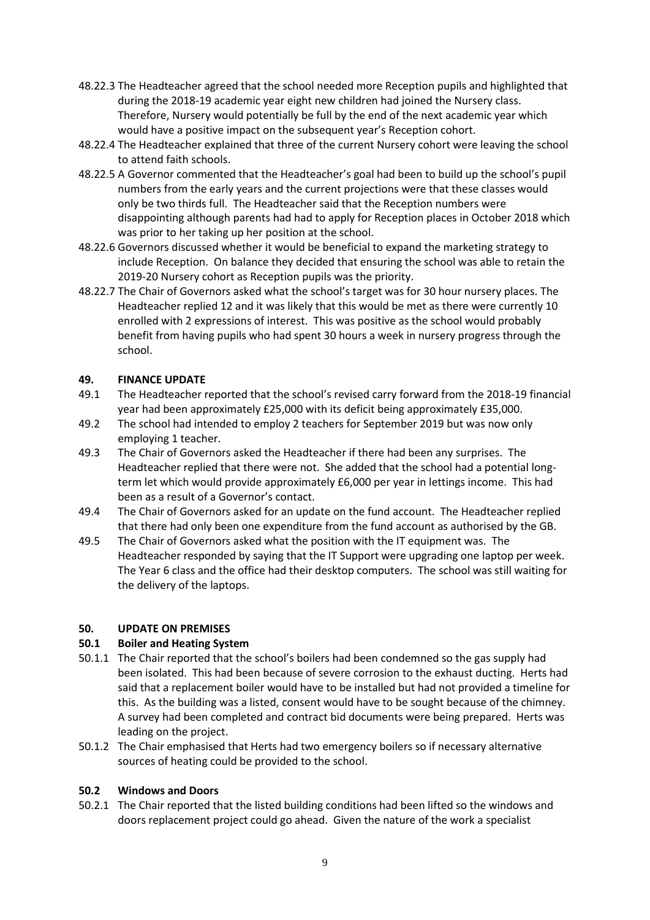48.22.3 The Headteacher agreed that the school needed more Reception pupils and highlighted that during the 2018-19 academic year eight new children had joined the Nursery class. Therefore, Nursery would potentially be full by the end of the next academic year which would have a positive impact on the subsequent year's Reception cohort.

48.22.4 The Headteacher explained that three of the current Nursery cohort were leaving the school to attend faith schools.

48.22.5 A Governor commented that the Headteacher's goal had been to build up the school's pupil numbers from the early years and the current projections were that these classes would only be two thirds full. The Headteacher said that the Reception numbers were disappointing although parents had had to apply for Reception places in October 2018 which was prior to her taking up her position at the school.

48.22.6 Governors discussed whether it would be beneficial to expand the marketing strategy to include Reception. On balance they decided that ensuring the school was able to retain the 2019-20 Nursery cohort as Reception pupils was the priority.

48.22.7 The Chair of Governors asked what the school's target was for 30 hour nursery places. The Headteacher replied 12 and it was likely that this would be met as there were currently 10 enrolled with 2 expressions of interest. This was positive as the school would probably benefit from having pupils who had spent 30 hours a week in nursery progress through the school.

## 49. FINANCE UPDATE

49.1 The Headteacher reported that the school's revised carry forward from the 2018-19 financial year had been approximately £25,000 with its deficit being approximately £35,000.

49.2 The school had intended to employ 2 teachers for September 2019 but was now only employing 1 teacher.

49.3 The Chair of Governors asked the Headteacher if there had been any surprises. The Headteacher replied that there were not. She added that the school had a potential long-term let which would provide approximately £6,000 per year in lettings income. This had been as a result of a Governor's contact.

49.4 The Chair of Governors asked for an update on the fund account. The Headteacher replied that there had only been one expenditure from the fund account as authorised by the GB.

49.5 The Chair of Governors asked what the position with the IT equipment was. The Headteacher responded by saying that the IT Support were upgrading one laptop per week. The Year 6 class and the office had their desktop computers. The school was still waiting for the delivery of the laptops.

## 50. UPDATE ON PREMISES

### 50.1 Boiler and Heating System

50.1.1 The Chair reported that the school's boilers had been condemned so the gas supply had been isolated. This had been because of severe corrosion to the exhaust ducting. Herts had said that a replacement boiler would have to be installed but had not provided a timeline for this. As the building was a listed, consent would have to be sought because of the chimney. A survey had been completed and contract bid documents were being prepared. Herts was leading on the project.

50.1.2 The Chair emphasised that Herts had two emergency boilers so if necessary alternative sources of heating could be provided to the school.

### 50.2 Windows and Doors

50.2.1 The Chair reported that the listed building conditions had been lifted so the windows and doors replacement project could go ahead. Given the nature of the work a specialist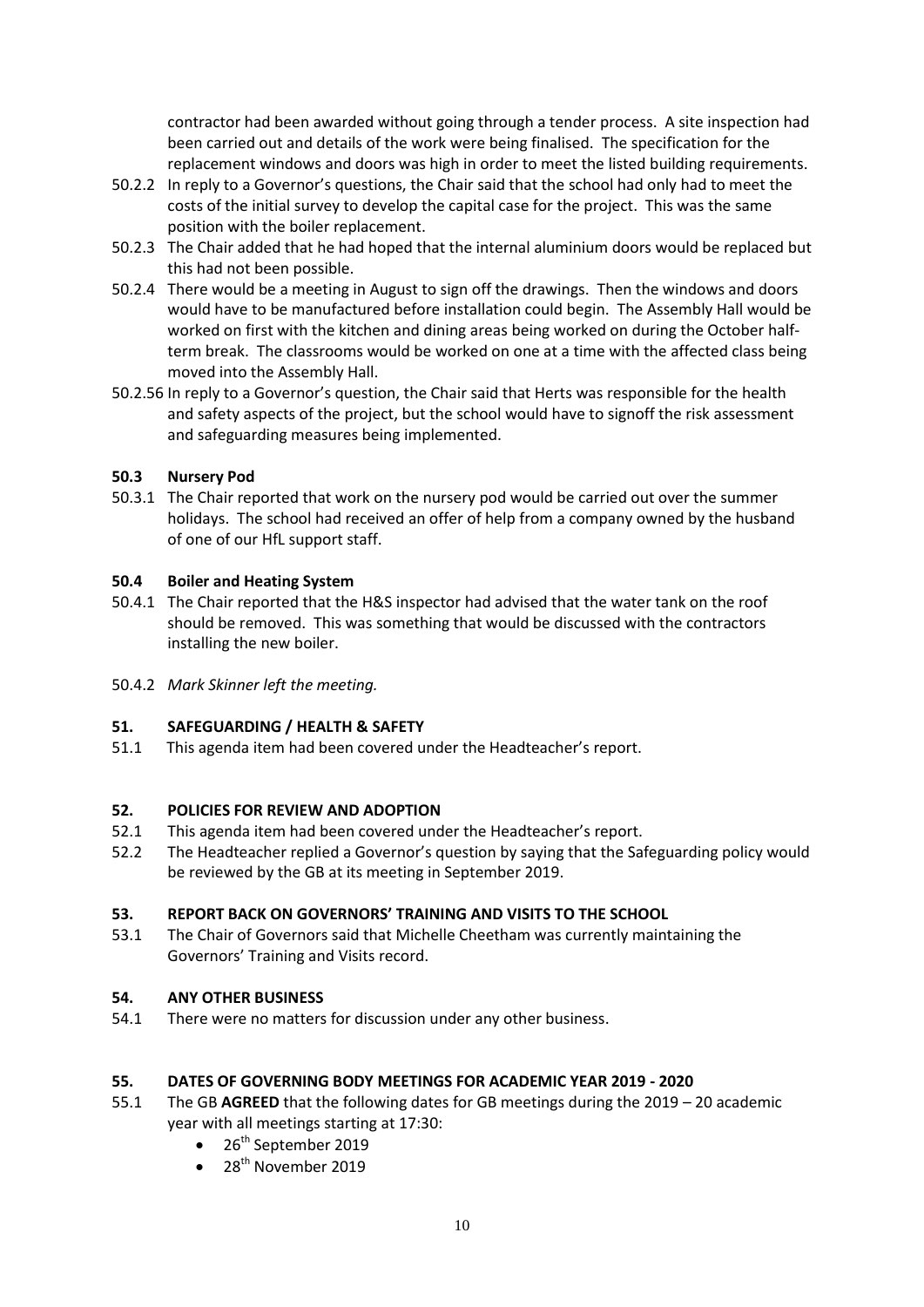contractor had been awarded without going through a tender process. A site inspection had been carried out and details of the work were being finalised. The specification for the replacement windows and doors was high in order to meet the listed building requirements.

50.2.2 In reply to a Governor's questions, the Chair said that the school had only had to meet the costs of the initial survey to develop the capital case for the project. This was the same position with the boiler replacement.

50.2.3 The Chair added that he had hoped that the internal aluminium doors would be replaced but this had not been possible.

50.2.4 There would be a meeting in August to sign off the drawings. Then the windows and doors would have to be manufactured before installation could begin. The Assembly Hall would be worked on first with the kitchen and dining areas being worked on during the October half-term break. The classrooms would be worked on one at a time with the affected class being moved into the Assembly Hall.

50.2.56 In reply to a Governor's question, the Chair said that Herts was responsible for the health and safety aspects of the project, but the school would have to signoff the risk assessment and safeguarding measures being implemented.

### 50.3 Nursery Pod

50.3.1 The Chair reported that work on the nursery pod would be carried out over the summer holidays. The school had received an offer of help from a company owned by the husband of one of our HfL support staff.

### 50.4 Boiler and Heating System

50.4.1 The Chair reported that the H&S inspector had advised that the water tank on the roof should be removed. This was something that would be discussed with the contractors installing the new boiler.

50.4.2 *Mark Skinner left the meeting.*

## 51. SAFEGUARDING / HEALTH & SAFETY

51.1 This agenda item had been covered under the Headteacher's report.

## 52. POLICIES FOR REVIEW AND ADOPTION

52.1 This agenda item had been covered under the Headteacher's report.

52.2 The Headteacher replied a Governor's question by saying that the Safeguarding policy would be reviewed by the GB at its meeting in September 2019.

## 53. REPORT BACK ON GOVERNORS' TRAINING AND VISITS TO THE SCHOOL

53.1 The Chair of Governors said that Michelle Cheetham was currently maintaining the Governors' Training and Visits record.

## 54. ANY OTHER BUSINESS

54.1 There were no matters for discussion under any other business.

## 55. DATES OF GOVERNING BODY MEETINGS FOR ACADEMIC YEAR 2019 - 2020

55.1 The GB **AGREED** that the following dates for GB meetings during the 2019 – 20 academic year with all meetings starting at 17:30:

- 26th September 2019
- 28th November 2019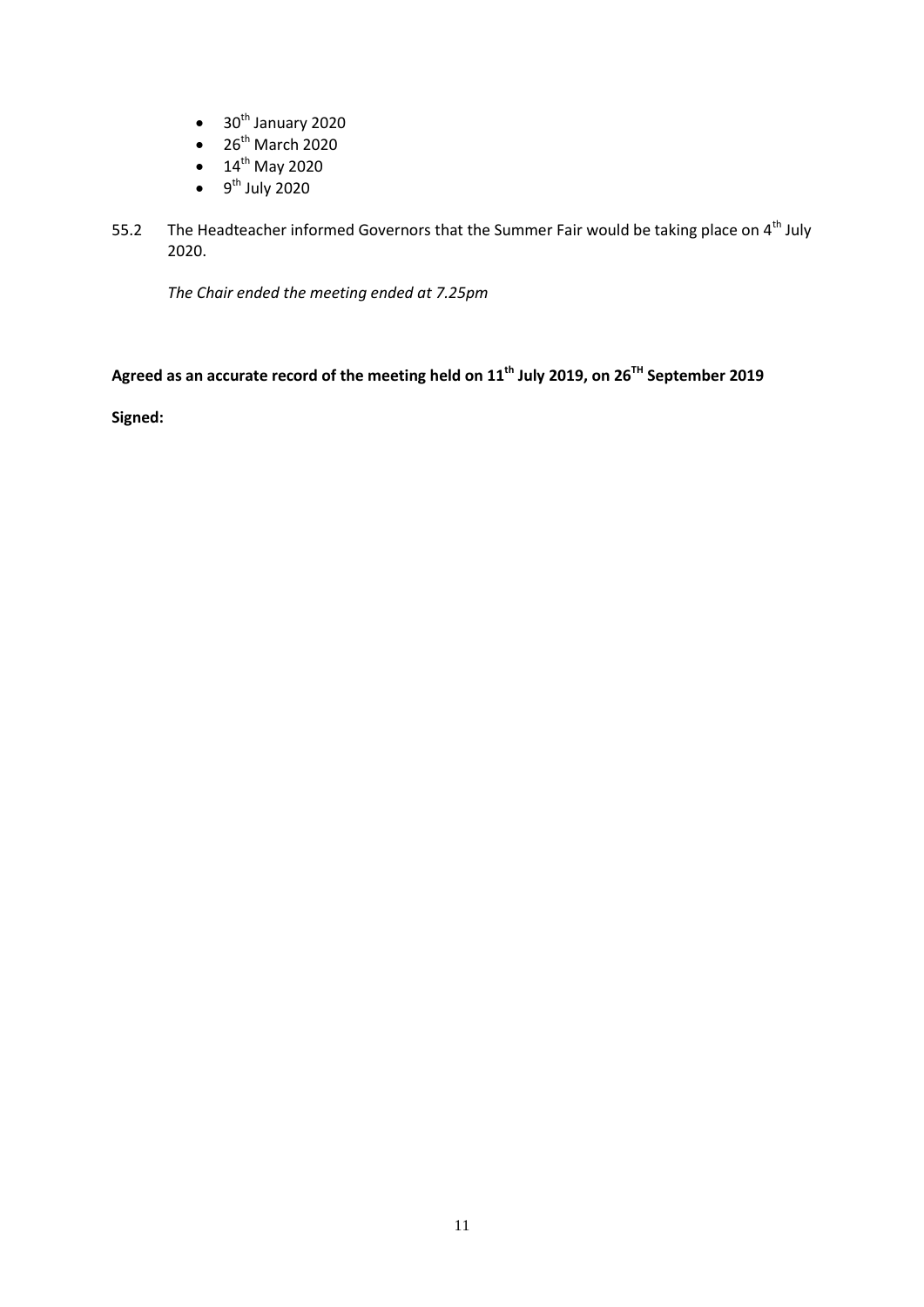- 30th January 2020
- 26th March 2020
- 14th May 2020
- 9th July 2020

55.2 The Headteacher informed Governors that the Summer Fair would be taking place on 4th July 2020.

*The Chair ended the meeting ended at 7.25pm*

**Agreed as an accurate record of the meeting held on 11th July 2019, on 26TH September 2019**

**Signed:**